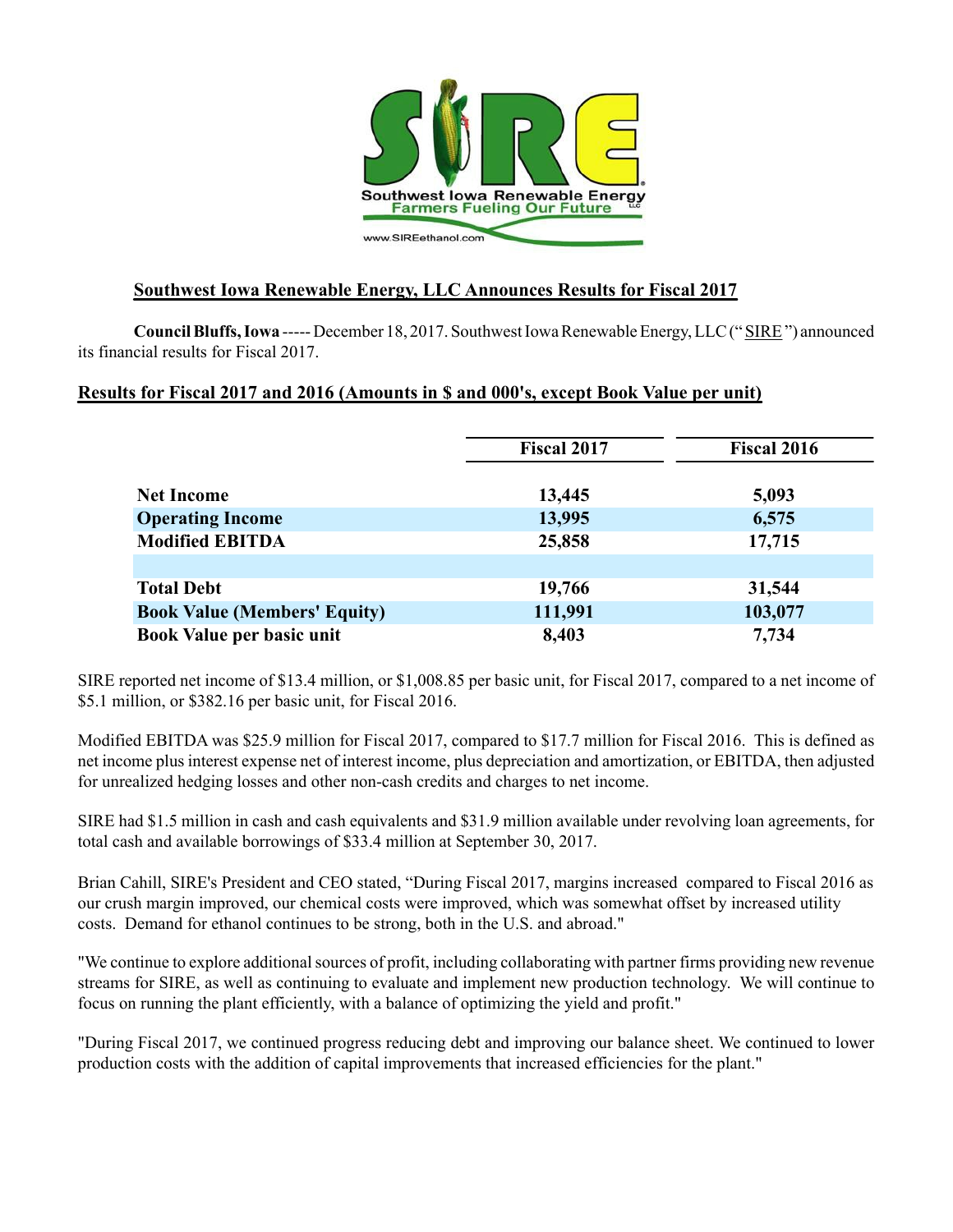Southwest Iowa Renewable Energy
Farmers Fueling Our Future
www.SIREethanol.com

# Southwest Iowa Renewable Energy, LLC Announces Results for Fiscal 2017

**Council Bluffs, Iowa** ----- December 18, 2017. Southwest Iowa Renewable Energy, LLC (" SIRE ") announced its financial results for Fiscal 2017.

## Results for Fiscal 2017 and 2016 (Amounts in $ and 000's, except Book Value per unit)

| | Fiscal 2017 | Fiscal 2016 |
|---|---|---|
| **Net Income** | **13,445** | **5,093** |
| **Operating Income** | **13,995** | **6,575** |
| **Modified EBITDA** | **25,858** | **17,715** |
| | | |
| **Total Debt** | **19,766** | **31,544** |
| **Book Value (Members' Equity)** | **111,991** | **103,077** |
| **Book Value per basic unit** | **8,403** | **7,734** |

SIRE reported net income of $13.4 million, or $1,008.85 per basic unit, for Fiscal 2017, compared to a net income of $5.1 million, or $382.16 per basic unit, for Fiscal 2016.

Modified EBITDA was $25.9 million for Fiscal 2017, compared to $17.7 million for Fiscal 2016. This is defined as net income plus interest expense net of interest income, plus depreciation and amortization, or EBITDA, then adjusted for unrealized hedging losses and other non-cash credits and charges to net income.

SIRE had $1.5 million in cash and cash equivalents and $31.9 million available under revolving loan agreements, for total cash and available borrowings of $33.4 million at September 30, 2017.

Brian Cahill, SIRE's President and CEO stated, "During Fiscal 2017, margins increased compared to Fiscal 2016 as our crush margin improved, our chemical costs were improved, which was somewhat offset by increased utility costs. Demand for ethanol continues to be strong, both in the U.S. and abroad."

"We continue to explore additional sources of profit, including collaborating with partner firms providing new revenue streams for SIRE, as well as continuing to evaluate and implement new production technology. We will continue to focus on running the plant efficiently, with a balance of optimizing the yield and profit."

"During Fiscal 2017, we continued progress reducing debt and improving our balance sheet. We continued to lower production costs with the addition of capital improvements that increased efficiencies for the plant."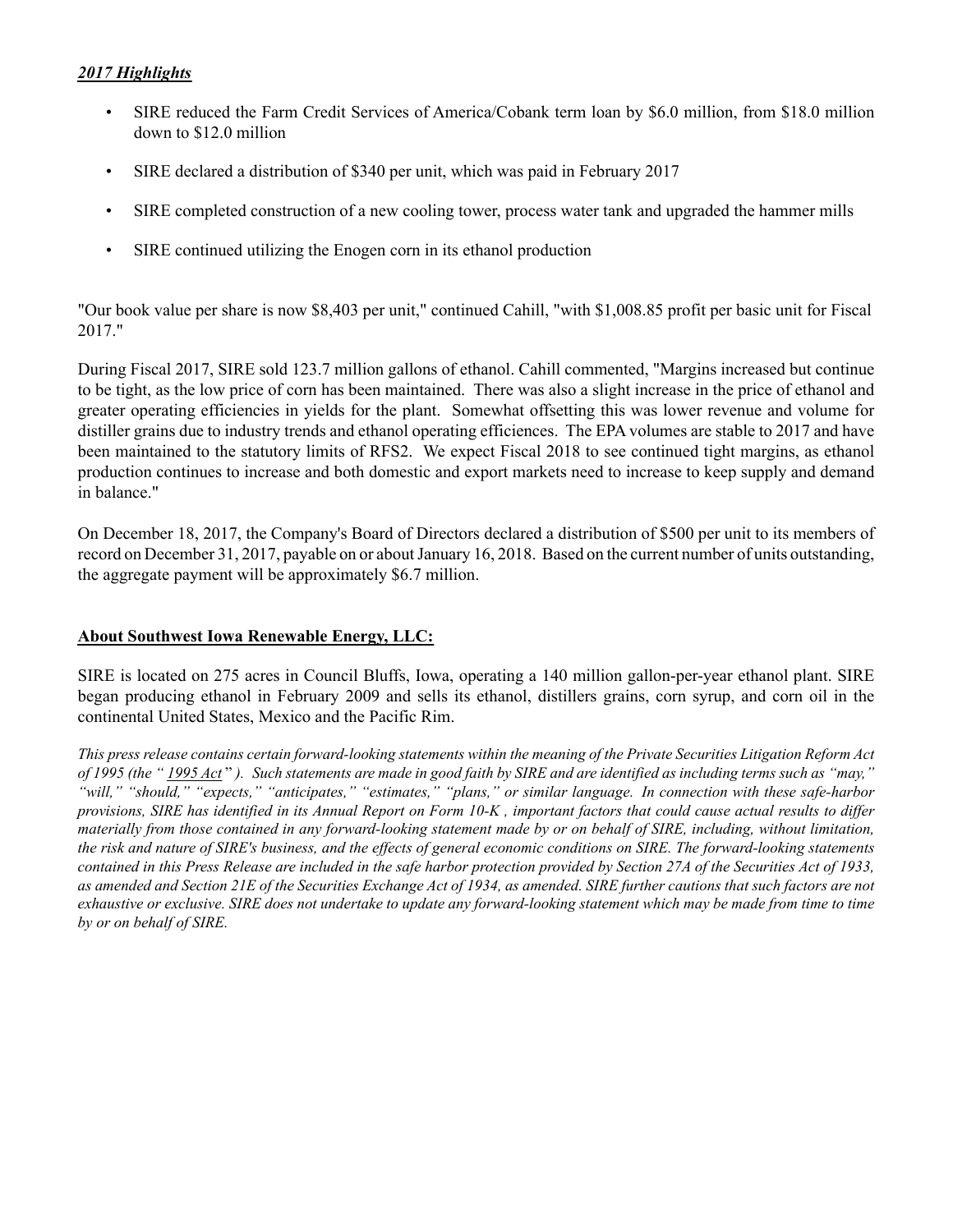***2017 Highlights***

- SIRE reduced the Farm Credit Services of America/Cobank term loan by $6.0 million, from $18.0 million down to $12.0 million
- SIRE declared a distribution of $340 per unit, which was paid in February 2017
- SIRE completed construction of a new cooling tower, process water tank and upgraded the hammer mills
- SIRE continued utilizing the Enogen corn in its ethanol production

"Our book value per share is now $8,403 per unit," continued Cahill, "with $1,008.85 profit per basic unit for Fiscal 2017."

During Fiscal 2017, SIRE sold 123.7 million gallons of ethanol. Cahill commented, "Margins increased but continue to be tight, as the low price of corn has been maintained. There was also a slight increase in the price of ethanol and greater operating efficiencies in yields for the plant. Somewhat offsetting this was lower revenue and volume for distiller grains due to industry trends and ethanol operating efficiences. The EPA volumes are stable to 2017 and have been maintained to the statutory limits of RFS2. We expect Fiscal 2018 to see continued tight margins, as ethanol production continues to increase and both domestic and export markets need to increase to keep supply and demand in balance."

On December 18, 2017, the Company's Board of Directors declared a distribution of $500 per unit to its members of record on December 31, 2017, payable on or about January 16, 2018. Based on the current number of units outstanding, the aggregate payment will be approximately $6.7 million.

**About Southwest Iowa Renewable Energy, LLC:**

SIRE is located on 275 acres in Council Bluffs, Iowa, operating a 140 million gallon-per-year ethanol plant. SIRE began producing ethanol in February 2009 and sells its ethanol, distillers grains, corn syrup, and corn oil in the continental United States, Mexico and the Pacific Rim.

*This press release contains certain forward-looking statements within the meaning of the Private Securities Litigation Reform Act of 1995 (the " 1995 Act " ). Such statements are made in good faith by SIRE and are identified as including terms such as "may," "will," "should," "expects," "anticipates," "estimates," "plans," or similar language. In connection with these safe-harbor provisions, SIRE has identified in its Annual Report on Form 10-K , important factors that could cause actual results to differ materially from those contained in any forward-looking statement made by or on behalf of SIRE, including, without limitation, the risk and nature of SIRE's business, and the effects of general economic conditions on SIRE. The forward-looking statements contained in this Press Release are included in the safe harbor protection provided by Section 27A of the Securities Act of 1933, as amended and Section 21E of the Securities Exchange Act of 1934, as amended. SIRE further cautions that such factors are not exhaustive or exclusive. SIRE does not undertake to update any forward-looking statement which may be made from time to time by or on behalf of SIRE.*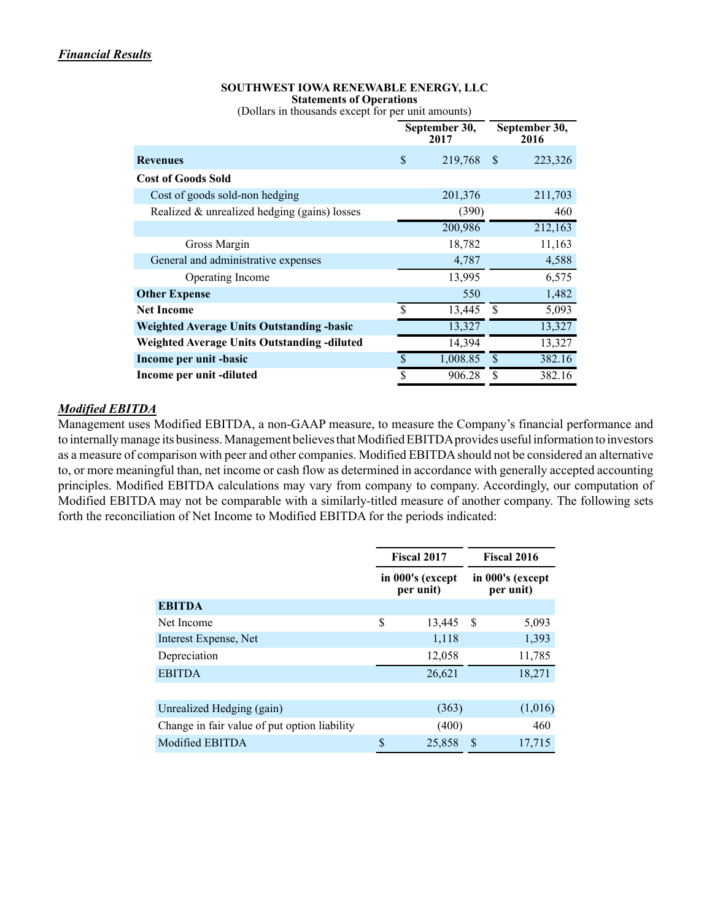***Financial Results***

**SOUTHWEST IOWA RENEWABLE ENERGY, LLC**
**Statements of Operations**
(Dollars in thousands except for per unit amounts)

| | September 30, 2017 | September 30, 2016 |
|---|---|---|
| **Revenues** | $ 219,768 | $ 223,326 |
| **Cost of Goods Sold** | | |
| Cost of goods sold-non hedging | 201,376 | 211,703 |
| Realized & unrealized hedging (gains) losses | (390) | 460 |
| | 200,986 | 212,163 |
| Gross Margin | 18,782 | 11,163 |
| General and administrative expenses | 4,787 | 4,588 |
| Operating Income | 13,995 | 6,575 |
| **Other Expense** | 550 | 1,482 |
| **Net Income** | $ 13,445 | $ 5,093 |
| **Weighted Average Units Outstanding -basic** | 13,327 | 13,327 |
| **Weighted Average Units Outstanding -diluted** | 14,394 | 13,327 |
| **Income per unit -basic** | $ 1,008.85 | $ 382.16 |
| **Income per unit -diluted** | $ 906.28 | $ 382.16 |

***Modified EBITDA***

Management uses Modified EBITDA, a non-GAAP measure, to measure the Company's financial performance and to internally manage its business. Management believes that Modified EBITDA provides useful information to investors as a measure of comparison with peer and other companies. Modified EBITDA should not be considered an alternative to, or more meaningful than, net income or cash flow as determined in accordance with generally accepted accounting principles. Modified EBITDA calculations may vary from company to company. Accordingly, our computation of Modified EBITDA may not be comparable with a similarly-titled measure of another company. The following sets forth the reconciliation of Net Income to Modified EBITDA for the periods indicated:

| | Fiscal 2017 | Fiscal 2016 |
|---|---|---|
| | in 000's (except per unit) | in 000's (except per unit) |
| **EBITDA** | | |
| Net Income | $ 13,445 | $ 5,093 |
| Interest Expense, Net | 1,118 | 1,393 |
| Depreciation | 12,058 | 11,785 |
| EBITDA | 26,621 | 18,271 |
| | | |
| Unrealized Hedging (gain) | (363) | (1,016) |
| Change in fair value of put option liability | (400) | 460 |
| Modified EBITDA | $ 25,858 | $ 17,715 |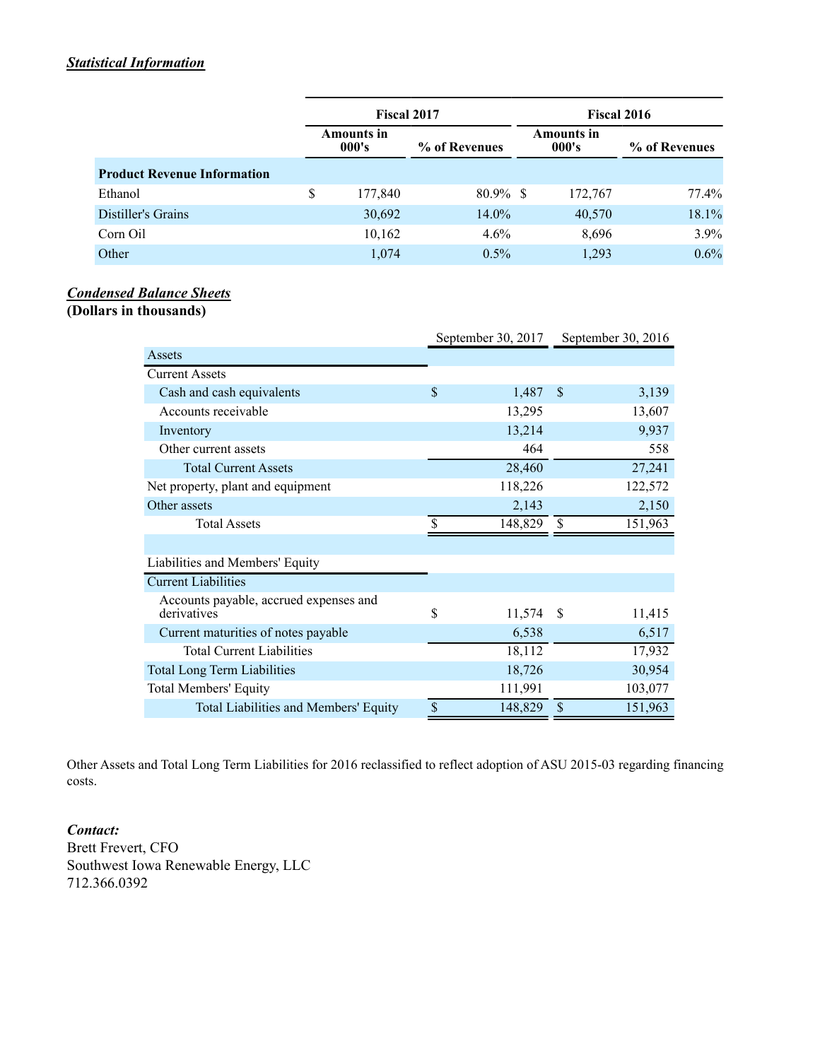***Statistical Information***

| | Fiscal 2017 | | Fiscal 2016 | |
|---|---|---|---|---|
| | **Amounts in 000's** | **% of Revenues** | **Amounts in 000's** | **% of Revenues** |
| **Product Revenue Information** | | | | |
| Ethanol | $ 177,840 | 80.9% | $ 172,767 | 77.4% |
| Distiller's Grains | 30,692 | 14.0% | 40,570 | 18.1% |
| Corn Oil | 10,162 | 4.6% | 8,696 | 3.9% |
| Other | 1,074 | 0.5% | 1,293 | 0.6% |

***Condensed Balance Sheets***
**(Dollars in thousands)**

| | September 30, 2017 | September 30, 2016 |
|---|---|---|
| Assets | | |
| Current Assets | | |
| Cash and cash equivalents | $ 1,487 | $ 3,139 |
| Accounts receivable | 13,295 | 13,607 |
| Inventory | 13,214 | 9,937 |
| Other current assets | 464 | 558 |
| Total Current Assets | 28,460 | 27,241 |
| Net property, plant and equipment | 118,226 | 122,572 |
| Other assets | 2,143 | 2,150 |
| Total Assets | $ 148,829 | $ 151,963 |
| | | |
| Liabilities and Members' Equity | | |
| Current Liabilities | | |
| Accounts payable, accrued expenses and derivatives | $ 11,574 | $ 11,415 |
| Current maturities of notes payable | 6,538 | 6,517 |
| Total Current Liabilities | 18,112 | 17,932 |
| Total Long Term Liabilities | 18,726 | 30,954 |
| Total Members' Equity | 111,991 | 103,077 |
| Total Liabilities and Members' Equity | $ 148,829 | $ 151,963 |

Other Assets and Total Long Term Liabilities for 2016 reclassified to reflect adoption of ASU 2015-03 regarding financing costs.

***Contact:***
Brett Frevert, CFO
Southwest Iowa Renewable Energy, LLC
712.366.0392